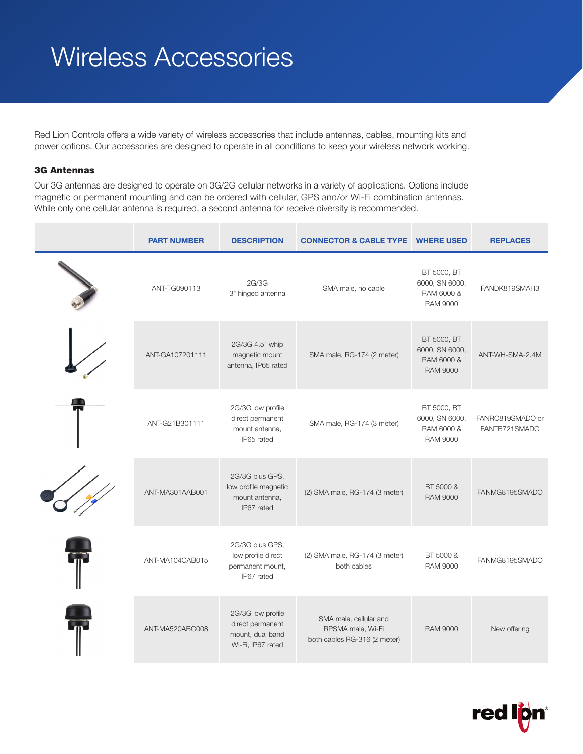# Wireless Accessories

Red Lion Controls offers a wide variety of wireless accessories that include antennas, cables, mounting kits and power options. Our accessories are designed to operate in all conditions to keep your wireless network working.

### 3G Antennas

Our 3G antennas are designed to operate on 3G/2G cellular networks in a variety of applications. Options include magnetic or permanent mounting and can be ordered with cellular, GPS and/or Wi-Fi combination antennas. While only one cellular antenna is required, a second antenna for receive diversity is recommended.

| | PART NUMBER | DESCRIPTION | CONNECTOR & CABLE TYPE | WHERE USED | REPLACES |
|---|---|---|---|---|---|
| | ANT-TG090113 | 2G/3G 3" hinged antenna | SMA male, no cable | BT 5000, BT 6000, SN 6000, RAM 6000 & RAM 9000 | FANDK819SMAH3 |
| | ANT-GA107201111 | 2G/3G 4.5" whip magnetic mount antenna, IP65 rated | SMA male, RG-174 (2 meter) | BT 5000, BT 6000, SN 6000, RAM 6000 & RAM 9000 | ANT-WH-SMA-2.4M |
| | ANT-G21B301111 | 2G/3G low profile direct permanent mount antenna, IP65 rated | SMA male, RG-174 (3 meter) | BT 5000, BT 6000, SN 6000, RAM 6000 & RAM 9000 | FANRO819SMADO or FANTB721SMADO |
| | ANT-MA301AAB001 | 2G/3G plus GPS, low profile magnetic mount antenna, IP67 rated | (2) SMA male, RG-174 (3 meter) | BT 5000 & RAM 9000 | FANMG8195SMADO |
| | ANT-MA104CAB015 | 2G/3G plus GPS, low profile direct permanent mount, IP67 rated | (2) SMA male, RG-174 (3 meter) both cables | BT 5000 & RAM 9000 | FANMG8195SMADO |
| | ANT-MA520ABC008 | 2G/3G low profile direct permanent mount, dual band Wi-Fi, IP67 rated | SMA male, cellular and RPSMA male, Wi-Fi both cables RG-316 (2 meter) | RAM 9000 | New offering |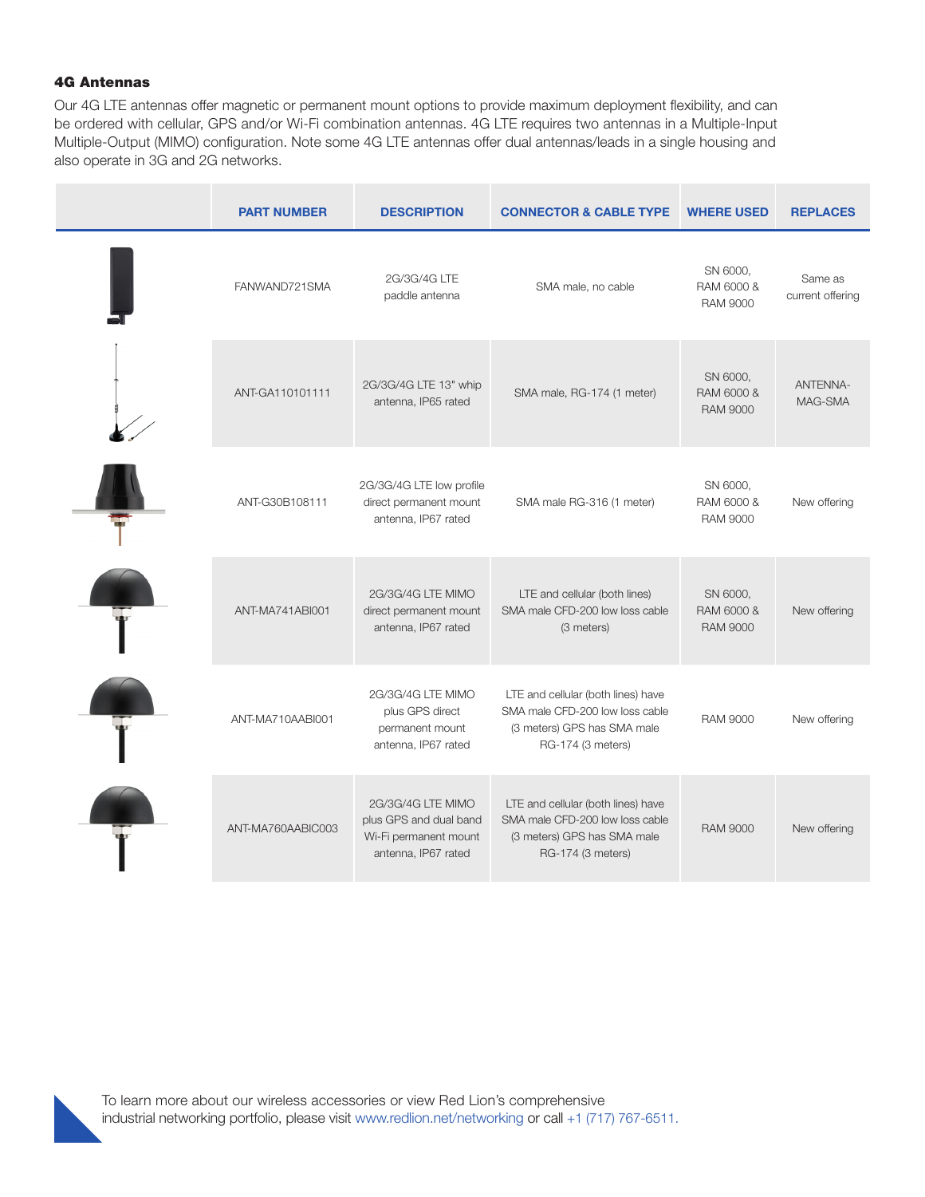### 4G Antennas

Our 4G LTE antennas offer magnetic or permanent mount options to provide maximum deployment flexibility, and can be ordered with cellular, GPS and/or Wi-Fi combination antennas. 4G LTE requires two antennas in a Multiple-Input Multiple-Output (MIMO) configuration. Note some 4G LTE antennas offer dual antennas/leads in a single housing and also operate in 3G and 2G networks.

| | PART NUMBER | DESCRIPTION | CONNECTOR & CABLE TYPE | WHERE USED | REPLACES |
|---|---|---|---|---|---|
| | FANWAND721SMA | 2G/3G/4G LTE paddle antenna | SMA male, no cable | SN 6000, RAM 6000 & RAM 9000 | Same as current offering |
| | ANT-GA110101111 | 2G/3G/4G LTE 13" whip antenna, IP65 rated | SMA male, RG-174 (1 meter) | SN 6000, RAM 6000 & RAM 9000 | ANTENNA-MAG-SMA |
| | ANT-G30B108111 | 2G/3G/4G LTE low profile direct permanent mount antenna, IP67 rated | SMA male RG-316 (1 meter) | SN 6000, RAM 6000 & RAM 9000 | New offering |
| | ANT-MA741ABI001 | 2G/3G/4G LTE MIMO direct permanent mount antenna, IP67 rated | LTE and cellular (both lines) SMA male CFD-200 low loss cable (3 meters) | SN 6000, RAM 6000 & RAM 9000 | New offering |
| | ANT-MA710AABI001 | 2G/3G/4G LTE MIMO plus GPS direct permanent mount antenna, IP67 rated | LTE and cellular (both lines) have SMA male CFD-200 low loss cable (3 meters) GPS has SMA male RG-174 (3 meters) | RAM 9000 | New offering |
| | ANT-MA760AABIC003 | 2G/3G/4G LTE MIMO plus GPS and dual band Wi-Fi permanent mount antenna, IP67 rated | LTE and cellular (both lines) have SMA male CFD-200 low loss cable (3 meters) GPS has SMA male RG-174 (3 meters) | RAM 9000 | New offering |

To learn more about our wireless accessories or view Red Lion's comprehensive industrial networking portfolio, please visit www.redlion.net/networking or call +1 (717) 767-6511.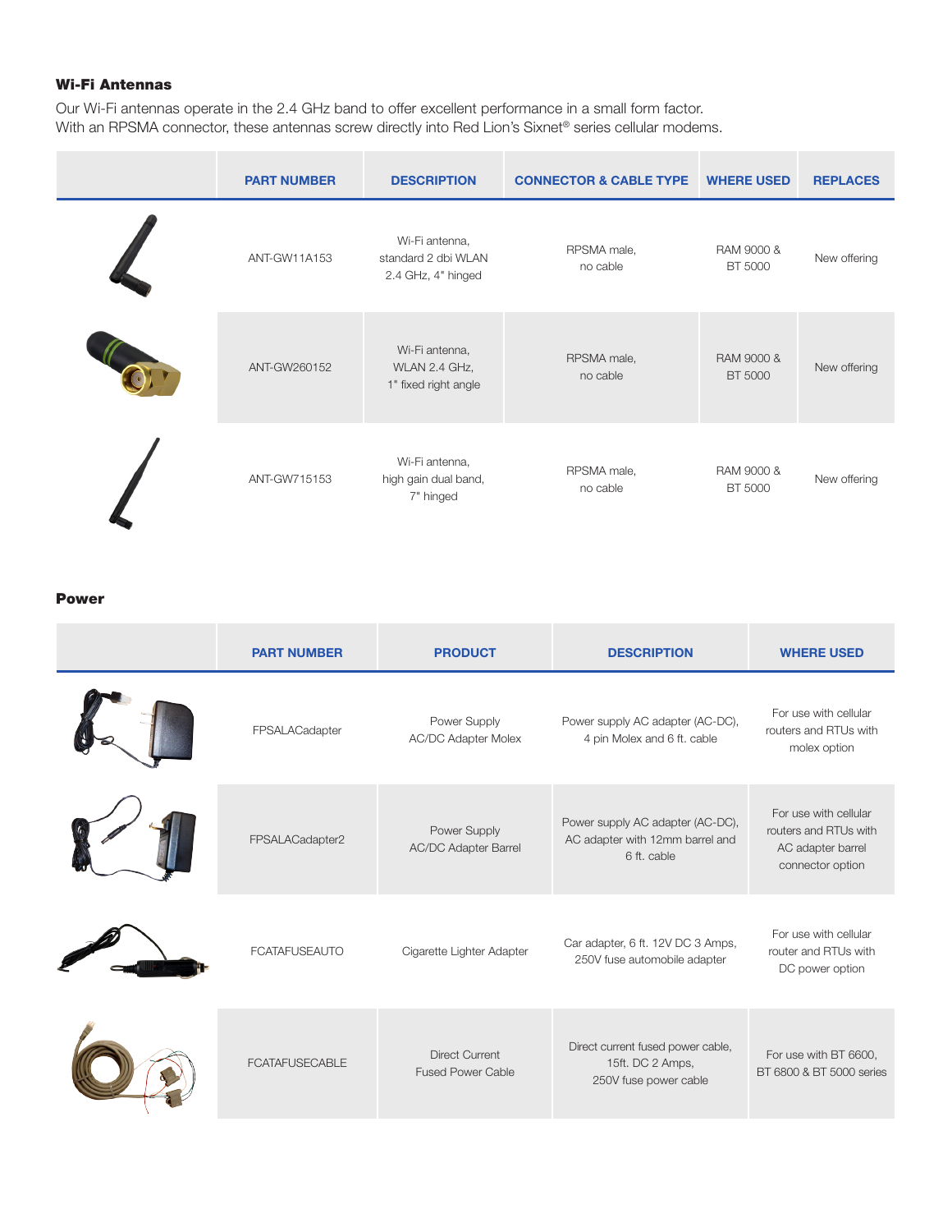### Wi-Fi Antennas

Our Wi-Fi antennas operate in the 2.4 GHz band to offer excellent performance in a small form factor. With an RPSMA connector, these antennas screw directly into Red Lion's Sixnet® series cellular modems.

| | PART NUMBER | DESCRIPTION | CONNECTOR & CABLE TYPE | WHERE USED | REPLACES |
|---|---|---|---|---|---|
| | ANT-GW11A153 | Wi-Fi antenna, standard 2 dbi WLAN 2.4 GHz, 4" hinged | RPSMA male, no cable | RAM 9000 & BT 5000 | New offering |
| | ANT-GW260152 | Wi-Fi antenna, WLAN 2.4 GHz, 1" fixed right angle | RPSMA male, no cable | RAM 9000 & BT 5000 | New offering |
| | ANT-GW715153 | Wi-Fi antenna, high gain dual band, 7" hinged | RPSMA male, no cable | RAM 9000 & BT 5000 | New offering |

### Power

| | PART NUMBER | PRODUCT | DESCRIPTION | WHERE USED |
|---|---|---|---|---|
| | FPSALACadapter | Power Supply AC/DC Adapter Molex | Power supply AC adapter (AC-DC), 4 pin Molex and 6 ft. cable | For use with cellular routers and RTUs with molex option |
| | FPSALACadapter2 | Power Supply AC/DC Adapter Barrel | Power supply AC adapter (AC-DC), AC adapter with 12mm barrel and 6 ft. cable | For use with cellular routers and RTUs with AC adapter barrel connector option |
| | FCATAFUSEAUTO | Cigarette Lighter Adapter | Car adapter, 6 ft. 12V DC 3 Amps, 250V fuse automobile adapter | For use with cellular router and RTUs with DC power option |
| | FCATAFUSECABLE | Direct Current Fused Power Cable | Direct current fused power cable, 15ft. DC 2 Amps, 250V fuse power cable | For use with BT 6600, BT 6800 & BT 5000 series |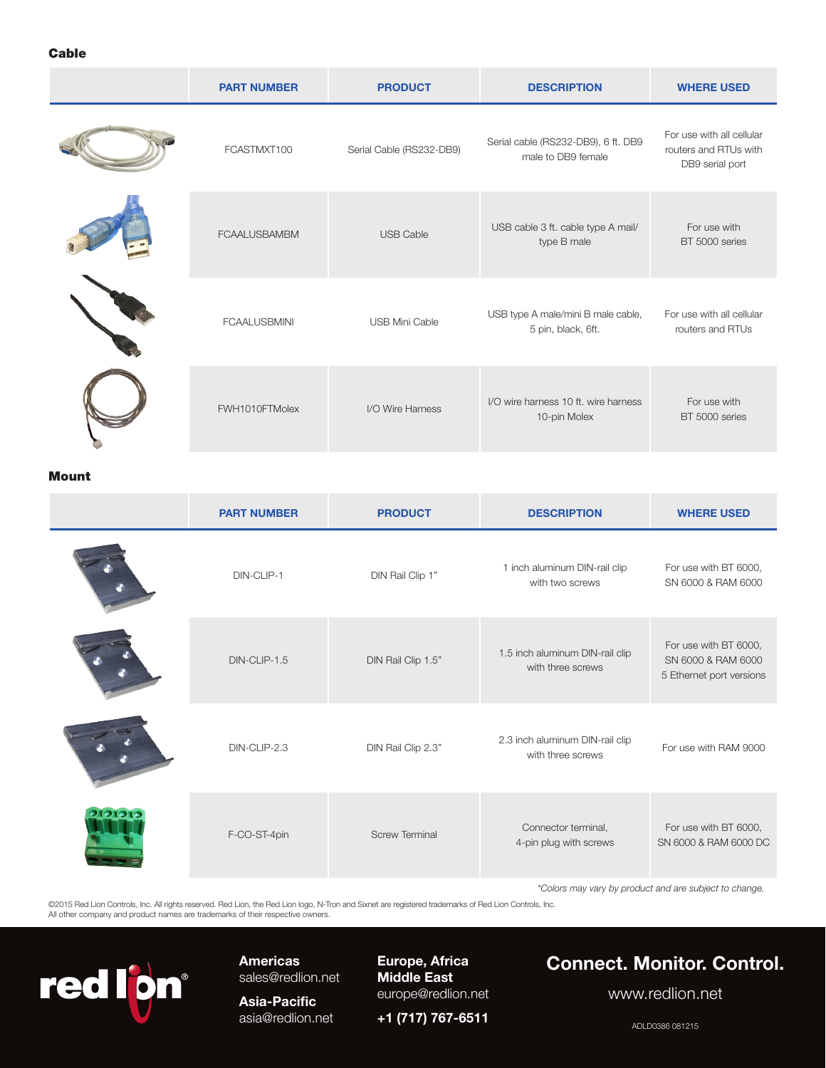### Cable

| | PART NUMBER | PRODUCT | DESCRIPTION | WHERE USED |
|---|---|---|---|---|
| | FCASTMXT100 | Serial Cable (RS232-DB9) | Serial cable (RS232-DB9), 6 ft. DB9 male to DB9 female | For use with all cellular routers and RTUs with DB9 serial port |
| | FCAALUSBAMBM | USB Cable | USB cable 3 ft. cable type A mail/ type B male | For use with BT 5000 series |
| | FCAALUSBMINI | USB Mini Cable | USB type A male/mini B male cable, 5 pin, black, 6ft. | For use with all cellular routers and RTUs |
| | FWH1010FTMolex | I/O Wire Harness | I/O wire harness 10 ft. wire harness 10-pin Molex | For use with BT 5000 series |

### Mount

| | PART NUMBER | PRODUCT | DESCRIPTION | WHERE USED |
|---|---|---|---|---|
| | DIN-CLIP-1 | DIN Rail Clip 1" | 1 inch aluminum DIN-rail clip with two screws | For use with BT 6000, SN 6000 & RAM 6000 |
| | DIN-CLIP-1.5 | DIN Rail Clip 1.5" | 1.5 inch aluminum DIN-rail clip with three screws | For use with BT 6000, SN 6000 & RAM 6000 5 Ethernet port versions |
| | DIN-CLIP-2.3 | DIN Rail Clip 2.3" | 2.3 inch aluminum DIN-rail clip with three screws | For use with RAM 9000 |
| | F-CO-ST-4pin | Screw Terminal | Connector terminal, 4-pin plug with screws | For use with BT 6000, SN 6000 & RAM 6000 DC |

*Colors may vary by product and are subject to change.

©2015 Red Lion Controls, Inc. All rights reserved. Red Lion, the Red Lion logo, N-Tron and Sixnet are registered trademarks of Red Lion Controls, Inc. All other company and product names are trademarks of their respective owners.

red lion®

**Americas**
sales@redlion.net

**Asia-Pacific**
asia@redlion.net

**Europe, Africa Middle East**
europe@redlion.net

**+1 (717) 767-6511**

**Connect. Monitor. Control.**

www.redlion.net

ADLD0386 081215